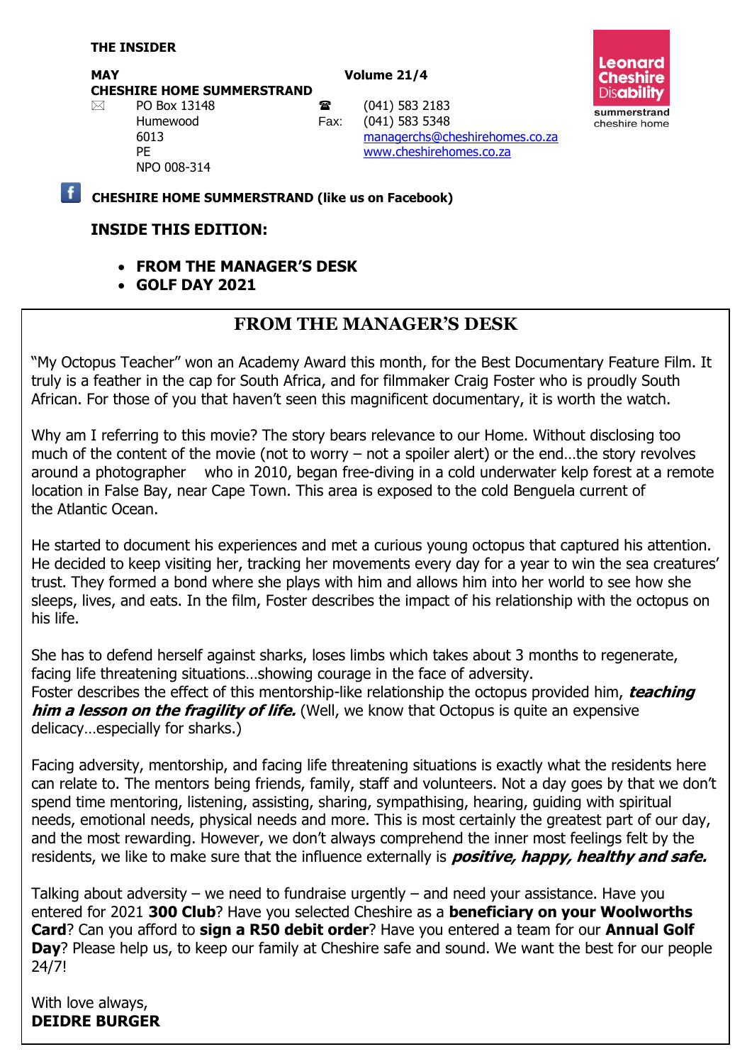**THE INSIDER**

**MAY** **Volume 21/4**

**CHESHIRE HOME SUMMERSTRAND**

PO Box 13148
Humewood
6013
PE
NPO 008-314

☎ (041) 583 2183
Fax: (041) 583 5348
managerchs@cheshirehomes.co.za
www.cheshirehomes.co.za

Leonard Cheshire Disability
summerstrand cheshire home

**CHESHIRE HOME SUMMERSTRAND (like us on Facebook)**

## INSIDE THIS EDITION:

- **FROM THE MANAGER'S DESK**
- **GOLF DAY 2021**

## FROM THE MANAGER'S DESK

"My Octopus Teacher" won an Academy Award this month, for the Best Documentary Feature Film. It truly is a feather in the cap for South Africa, and for filmmaker Craig Foster who is proudly South African. For those of you that haven't seen this magnificent documentary, it is worth the watch.

Why am I referring to this movie? The story bears relevance to our Home. Without disclosing too much of the content of the movie (not to worry – not a spoiler alert) or the end…the story revolves around a photographer who in 2010, began free-diving in a cold underwater kelp forest at a remote location in False Bay, near Cape Town. This area is exposed to the cold Benguela current of the Atlantic Ocean.

He started to document his experiences and met a curious young octopus that captured his attention. He decided to keep visiting her, tracking her movements every day for a year to win the sea creatures' trust. They formed a bond where she plays with him and allows him into her world to see how she sleeps, lives, and eats. In the film, Foster describes the impact of his relationship with the octopus on his life.

She has to defend herself against sharks, loses limbs which takes about 3 months to regenerate, facing life threatening situations…showing courage in the face of adversity.
Foster describes the effect of this mentorship-like relationship the octopus provided him, ***teaching him a lesson on the fragility of life.*** (Well, we know that Octopus is quite an expensive delicacy…especially for sharks.)

Facing adversity, mentorship, and facing life threatening situations is exactly what the residents here can relate to. The mentors being friends, family, staff and volunteers. Not a day goes by that we don't spend time mentoring, listening, assisting, sharing, sympathising, hearing, guiding with spiritual needs, emotional needs, physical needs and more. This is most certainly the greatest part of our day, and the most rewarding. However, we don't always comprehend the inner most feelings felt by the residents, we like to make sure that the influence externally is ***positive, happy, healthy and safe.***

Talking about adversity – we need to fundraise urgently – and need your assistance. Have you entered for 2021 **300 Club**? Have you selected Cheshire as a **beneficiary on your Woolworths Card**? Can you afford to **sign a R50 debit order**? Have you entered a team for our **Annual Golf Day**? Please help us, to keep our family at Cheshire safe and sound. We want the best for our people 24/7!

With love always,
**DEIDRE BURGER**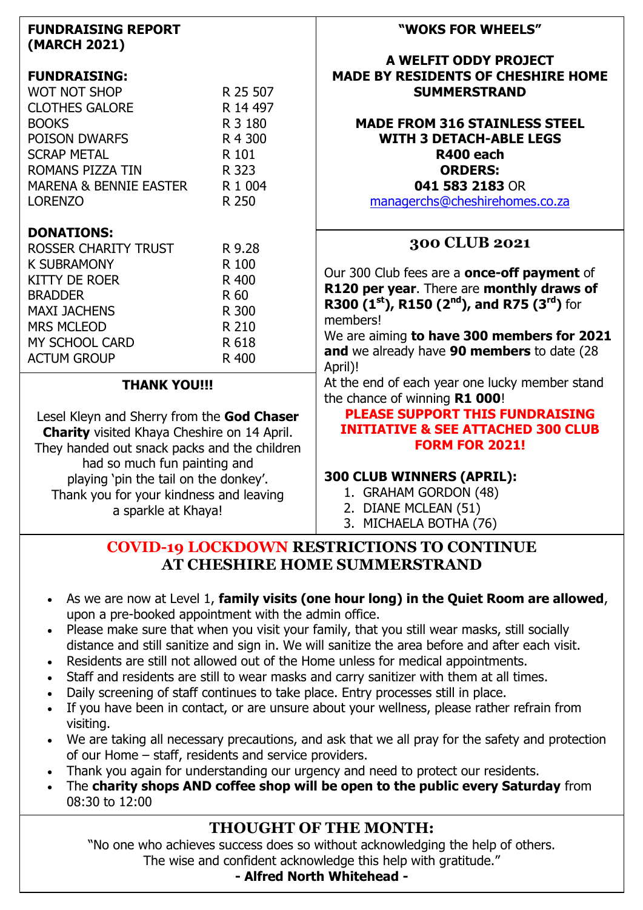## FUNDRAISING REPORT (MARCH 2021)

### FUNDRAISING:

| | |
|---|---|
| WOT NOT SHOP | R 25 507 |
| CLOTHES GALORE | R 14 497 |
| BOOKS | R 3 180 |
| POISON DWARFS | R 4 300 |
| SCRAP METAL | R 101 |
| ROMANS PIZZA TIN | R 323 |
| MARENA & BENNIE EASTER | R 1 004 |
| LORENZO | R 250 |

### DONATIONS:

| | |
|---|---|
| ROSSER CHARITY TRUST | R 9.28 |
| K SUBRAMONY | R 100 |
| KITTY DE ROER | R 400 |
| BRADDER | R 60 |
| MAXI JACHENS | R 300 |
| MRS MCLEOD | R 210 |
| MY SCHOOL CARD | R 618 |
| ACTUM GROUP | R 400 |

### THANK YOU!!!

Lesel Kleyn and Sherry from the **God Chaser Charity** visited Khaya Cheshire on 14 April. They handed out snack packs and the children had so much fun painting and playing 'pin the tail on the donkey'. Thank you for your kindness and leaving a sparkle at Khaya!

## "WOKS FOR WHEELS"

**A WELFIT ODDY PROJECT**
**MADE BY RESIDENTS OF CHESHIRE HOME SUMMERSTRAND**

**MADE FROM 316 STAINLESS STEEL**
**WITH 3 DETACH-ABLE LEGS**
**R400 each**
**ORDERS:**
**041 583 2183** OR
managerchs@cheshirehomes.co.za

## 300 CLUB 2021

Our 300 Club fees are a **once-off payment** of **R120 per year**. There are **monthly draws of R300 (1st), R150 (2nd), and R75 (3rd)** for members!

We are aiming **to have 300 members for 2021 and** we already have **90 members** to date (28 April)!

At the end of each year one lucky member stand the chance of winning **R1 000**!

**PLEASE SUPPORT THIS FUNDRAISING INITIATIVE & SEE ATTACHED 300 CLUB FORM FOR 2021!**

**300 CLUB WINNERS (APRIL):**

1. GRAHAM GORDON (48)
2. DIANE MCLEAN (51)
3. MICHAELA BOTHA (76)

## COVID-19 LOCKDOWN RESTRICTIONS TO CONTINUE AT CHESHIRE HOME SUMMERSTRAND

- As we are now at Level 1, **family visits (one hour long) in the Quiet Room are allowed**, upon a pre-booked appointment with the admin office.
- Please make sure that when you visit your family, that you still wear masks, still socially distance and still sanitize and sign in. We will sanitize the area before and after each visit.
- Residents are still not allowed out of the Home unless for medical appointments.
- Staff and residents are still to wear masks and carry sanitizer with them at all times.
- Daily screening of staff continues to take place. Entry processes still in place.
- If you have been in contact, or are unsure about your wellness, please rather refrain from visiting.
- We are taking all necessary precautions, and ask that we all pray for the safety and protection of our Home – staff, residents and service providers.
- Thank you again for understanding our urgency and need to protect our residents.
- The **charity shops AND coffee shop will be open to the public every Saturday** from 08:30 to 12:00

## THOUGHT OF THE MONTH:

"No one who achieves success does so without acknowledging the help of others. The wise and confident acknowledge this help with gratitude."

**- Alfred North Whitehead -**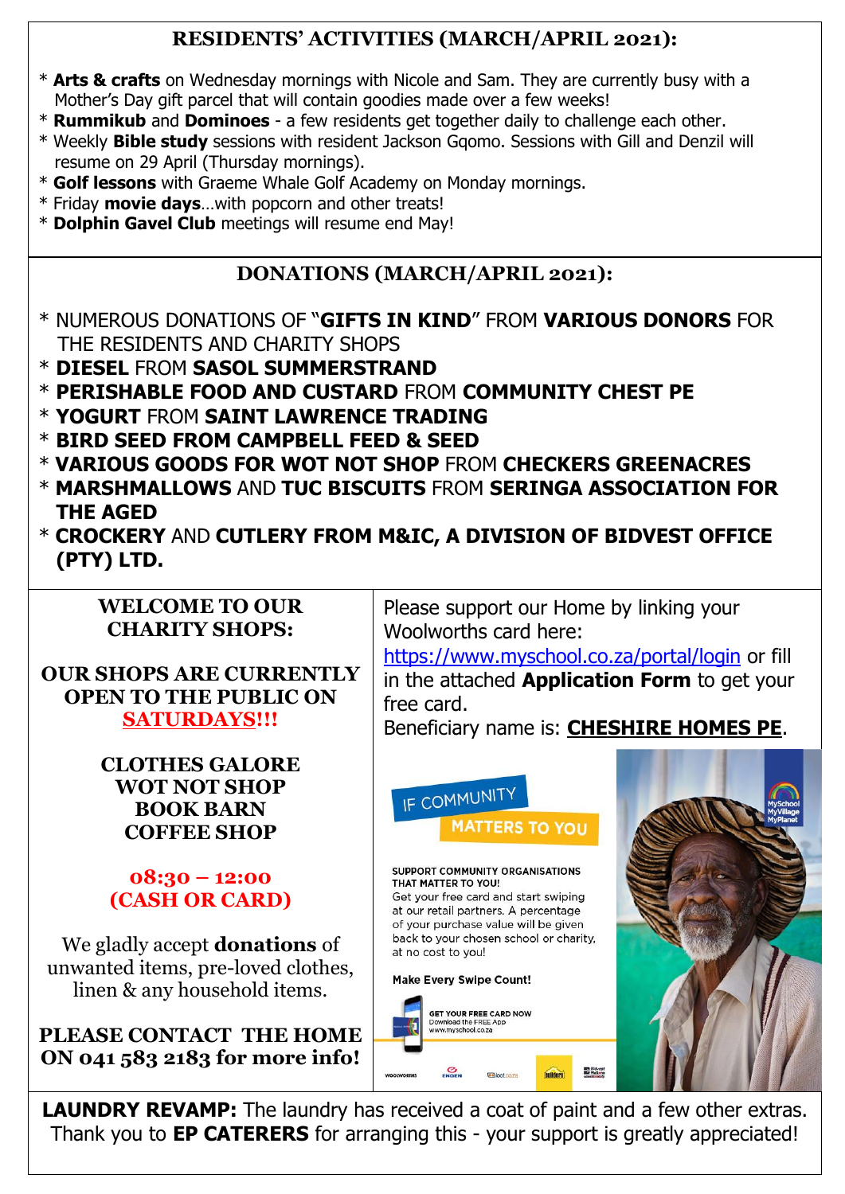## RESIDENTS' ACTIVITIES (MARCH/APRIL 2021):

* **Arts & crafts** on Wednesday mornings with Nicole and Sam. They are currently busy with a Mother's Day gift parcel that will contain goodies made over a few weeks!
* **Rummikub** and **Dominoes** - a few residents get together daily to challenge each other.
* Weekly **Bible study** sessions with resident Jackson Gqomo. Sessions with Gill and Denzil will resume on 29 April (Thursday mornings).
* **Golf lessons** with Graeme Whale Golf Academy on Monday mornings.
* Friday **movie days**…with popcorn and other treats!
* **Dolphin Gavel Club** meetings will resume end May!

## DONATIONS (MARCH/APRIL 2021):

* NUMEROUS DONATIONS OF "**GIFTS IN KIND**" FROM **VARIOUS DONORS** FOR THE RESIDENTS AND CHARITY SHOPS
* **DIESEL** FROM **SASOL SUMMERSTRAND**
* **PERISHABLE FOOD AND CUSTARD** FROM **COMMUNITY CHEST PE**
* **YOGURT** FROM **SAINT LAWRENCE TRADING**
* **BIRD SEED FROM CAMPBELL FEED & SEED**
* **VARIOUS GOODS FOR WOT NOT SHOP** FROM **CHECKERS GREENACRES**
* **MARSHMALLOWS** AND **TUC BISCUITS** FROM **SERINGA ASSOCIATION FOR THE AGED**
* **CROCKERY** AND **CUTLERY FROM M&IC, A DIVISION OF BIDVEST OFFICE (PTY) LTD.**

**WELCOME TO OUR CHARITY SHOPS:**

**OUR SHOPS ARE CURRENTLY OPEN TO THE PUBLIC ON SATURDAYS!!!**

**CLOTHES GALORE**
**WOT NOT SHOP**
**BOOK BARN**
**COFFEE SHOP**

**08:30 – 12:00**
**(CASH OR CARD)**

We gladly accept **donations** of unwanted items, pre-loved clothes, linen & any household items.

**PLEASE CONTACT THE HOME ON 041 583 2183 for more info!**

Please support our Home by linking your Woolworths card here: https://www.myschool.co.za/portal/login or fill in the attached **Application Form** to get your free card.
Beneficiary name is: **CHESHIRE HOMES PE**.

IF COMMUNITY MATTERS TO YOU

SUPPORT COMMUNITY ORGANISATIONS THAT MATTER TO YOU!
Get your free card and start swiping at our retail partners. A percentage of your purchase value will be given back to your chosen school or charity, at no cost to you!

Make Every Swipe Count!

GET YOUR FREE CARD NOW
Download the FREE App
www.myschool.co.za

**LAUNDRY REVAMP:** The laundry has received a coat of paint and a few other extras. Thank you to **EP CATERERS** for arranging this - your support is greatly appreciated!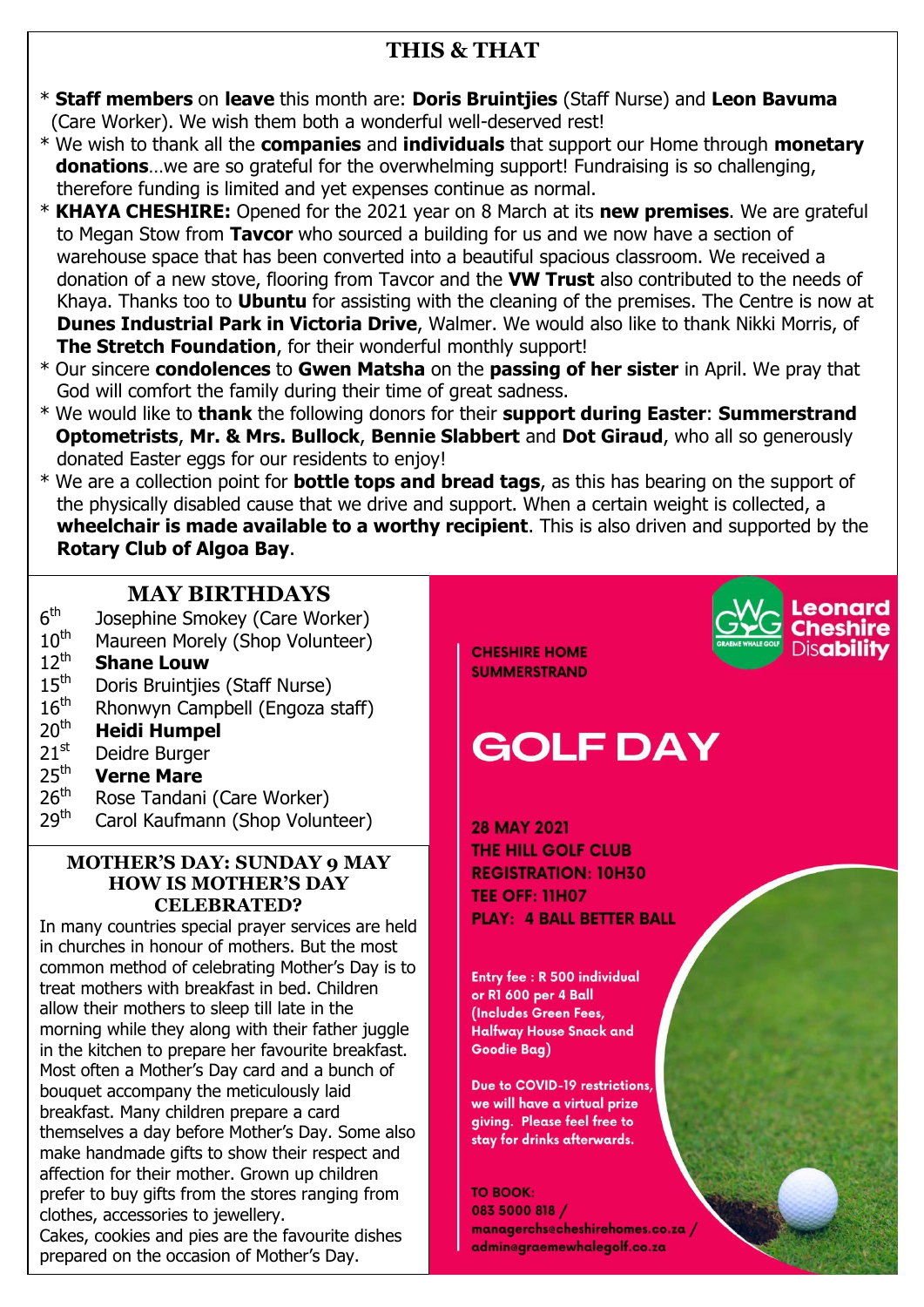## THIS & THAT

* **Staff members** on **leave** this month are: **Doris Bruintjies** (Staff Nurse) and **Leon Bavuma** (Care Worker). We wish them both a wonderful well-deserved rest!
* We wish to thank all the **companies** and **individuals** that support our Home through **monetary donations**…we are so grateful for the overwhelming support! Fundraising is so challenging, therefore funding is limited and yet expenses continue as normal.
* **KHAYA CHESHIRE:** Opened for the 2021 year on 8 March at its **new premises**. We are grateful to Megan Stow from **Tavcor** who sourced a building for us and we now have a section of warehouse space that has been converted into a beautiful spacious classroom. We received a donation of a new stove, flooring from Tavcor and the **VW Trust** also contributed to the needs of Khaya. Thanks too to **Ubuntu** for assisting with the cleaning of the premises. The Centre is now at **Dunes Industrial Park in Victoria Drive**, Walmer. We would also like to thank Nikki Morris, of **The Stretch Foundation**, for their wonderful monthly support!
* Our sincere **condolences** to **Gwen Matsha** on the **passing of her sister** in April. We pray that God will comfort the family during their time of great sadness.
* We would like to **thank** the following donors for their **support during Easter**: **Summerstrand Optometrists**, **Mr. & Mrs. Bullock**, **Bennie Slabbert** and **Dot Giraud**, who all so generously donated Easter eggs for our residents to enjoy!
* We are a collection point for **bottle tops and bread tags**, as this has bearing on the support of the physically disabled cause that we drive and support. When a certain weight is collected, a **wheelchair is made available to a worthy recipient**. This is also driven and supported by the **Rotary Club of Algoa Bay**.

## MAY BIRTHDAYS

6th Josephine Smokey (Care Worker)
10th Maureen Morely (Shop Volunteer)
12th **Shane Louw**
15th Doris Bruintjies (Staff Nurse)
16th Rhonwyn Campbell (Engoza staff)
20th **Heidi Humpel**
21st Deidre Burger
25th **Verne Mare**
26th Rose Tandani (Care Worker)
29th Carol Kaufmann (Shop Volunteer)

### MOTHER'S DAY: SUNDAY 9 MAY
### HOW IS MOTHER'S DAY CELEBRATED?

In many countries special prayer services are held in churches in honour of mothers. But the most common method of celebrating Mother's Day is to treat mothers with breakfast in bed. Children allow their mothers to sleep till late in the morning while they along with their father juggle in the kitchen to prepare her favourite breakfast. Most often a Mother's Day card and a bunch of bouquet accompany the meticulously laid breakfast. Many children prepare a card themselves a day before Mother's Day. Some also make handmade gifts to show their respect and affection for their mother. Grown up children prefer to buy gifts from the stores ranging from clothes, accessories to jewellery.
Cakes, cookies and pies are the favourite dishes prepared on the occasion of Mother's Day.

**CHESHIRE HOME SUMMERSTRAND**

GWG GRAEME WHALE GOLF

Leonard Cheshire Disability

# GOLF DAY

**28 MAY 2021**
**THE HILL GOLF CLUB**
**REGISTRATION: 10H30**
**TEE OFF: 11H07**
**PLAY: 4 BALL BETTER BALL**

**Entry fee : R 500 individual or R1 600 per 4 Ball (Includes Green Fees, Halfway House Snack and Goodie Bag)**

**Due to COVID-19 restrictions, we will have a virtual prize giving. Please feel free to stay for drinks afterwards.**

**TO BOOK:**
**083 5000 818 / managerchs@cheshirehomes.co.za / admin@graemewhalegolf.co.za**